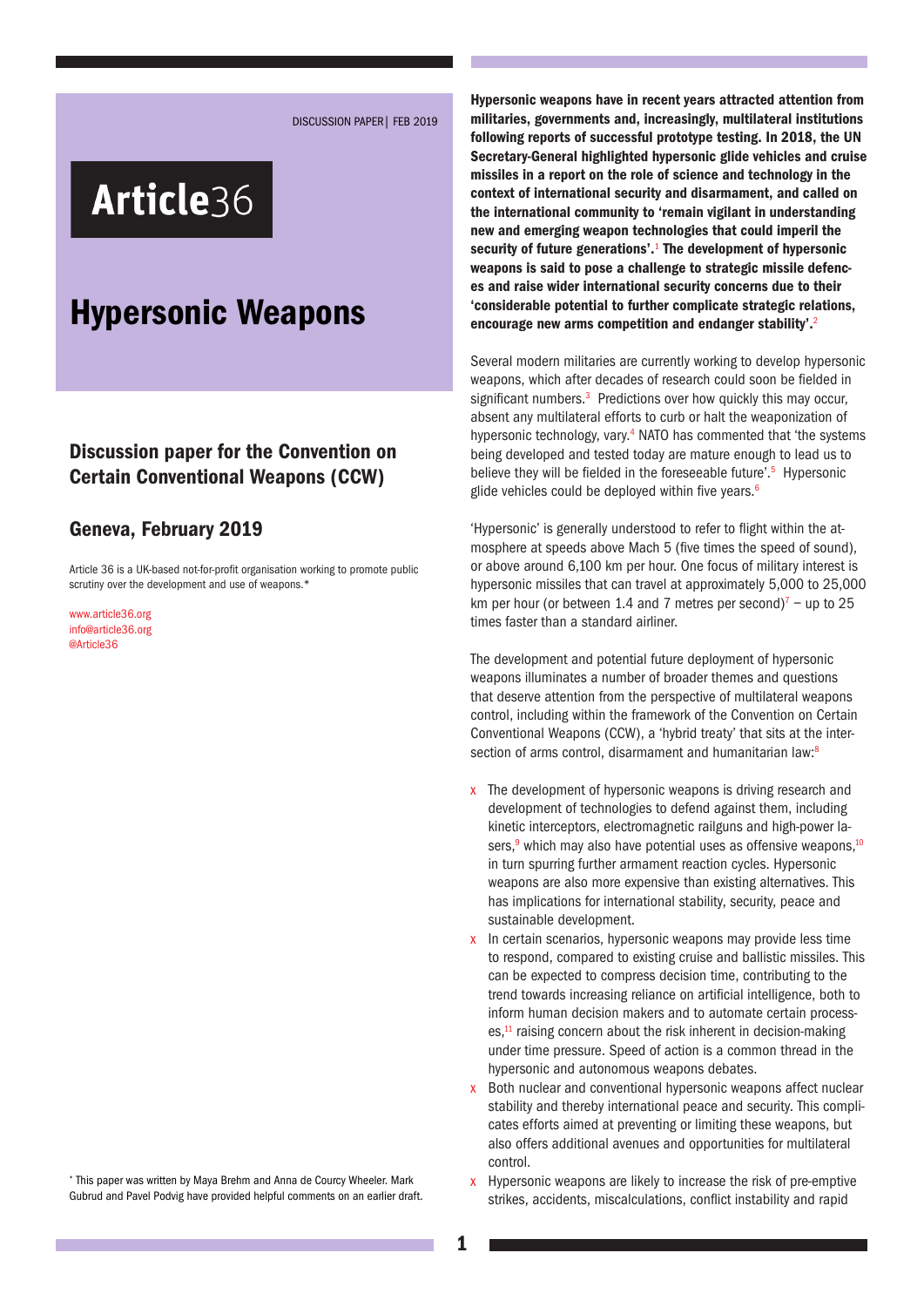DISCUSSION PAPER | FEB 2019

**Article**36

# Hypersonic Weapons

## Discussion paper for the Convention on Certain Conventional Weapons (CCW)

## Geneva, February 2019

Article 36 is a UK-based not-for-profit organisation working to promote public scrutiny over the development and use of weapons.*

www.article36.org
info@article36.org
@Article36

**Hypersonic weapons have in recent years attracted attention from militaries, governments and, increasingly, multilateral institutions following reports of successful prototype testing. In 2018, the UN Secretary-General highlighted hypersonic glide vehicles and cruise missiles in a report on the role of science and technology in the context of international security and disarmament, and called on the international community to 'remain vigilant in understanding new and emerging weapon technologies that could imperil the security of future generations'.[1] The development of hypersonic weapons is said to pose a challenge to strategic missile defences and raise wider international security concerns due to their 'considerable potential to further complicate strategic relations, encourage new arms competition and endanger stability'.[2]**

Several modern militaries are currently working to develop hypersonic weapons, which after decades of research could soon be fielded in significant numbers.[3] Predictions over how quickly this may occur, absent any multilateral efforts to curb or halt the weaponization of hypersonic technology, vary.[4] NATO has commented that 'the systems being developed and tested today are mature enough to lead us to believe they will be fielded in the foreseeable future'.[5] Hypersonic glide vehicles could be deployed within five years.[6]

'Hypersonic' is generally understood to refer to flight within the atmosphere at speeds above Mach 5 (five times the speed of sound), or above around 6,100 km per hour. One focus of military interest is hypersonic missiles that can travel at approximately 5,000 to 25,000 km per hour (or between 1.4 and 7 metres per second)[7] – up to 25 times faster than a standard airliner.

The development and potential future deployment of hypersonic weapons illuminates a number of broader themes and questions that deserve attention from the perspective of multilateral weapons control, including within the framework of the Convention on Certain Conventional Weapons (CCW), a 'hybrid treaty' that sits at the intersection of arms control, disarmament and humanitarian law:[8]

- The development of hypersonic weapons is driving research and development of technologies to defend against them, including kinetic interceptors, electromagnetic railguns and high-power lasers,[9] which may also have potential uses as offensive weapons,[10] in turn spurring further armament reaction cycles. Hypersonic weapons are also more expensive than existing alternatives. This has implications for international stability, security, peace and sustainable development.
- In certain scenarios, hypersonic weapons may provide less time to respond, compared to existing cruise and ballistic missiles. This can be expected to compress decision time, contributing to the trend towards increasing reliance on artificial intelligence, both to inform human decision makers and to automate certain processes,[11] raising concern about the risk inherent in decision-making under time pressure. Speed of action is a common thread in the hypersonic and autonomous weapons debates.
- Both nuclear and conventional hypersonic weapons affect nuclear stability and thereby international peace and security. This complicates efforts aimed at preventing or limiting these weapons, but also offers additional avenues and opportunities for multilateral control.
- Hypersonic weapons are likely to increase the risk of pre-emptive strikes, accidents, miscalculations, conflict instability and rapid

\* This paper was written by Maya Brehm and Anna de Courcy Wheeler. Mark Gubrud and Pavel Podvig have provided helpful comments on an earlier draft.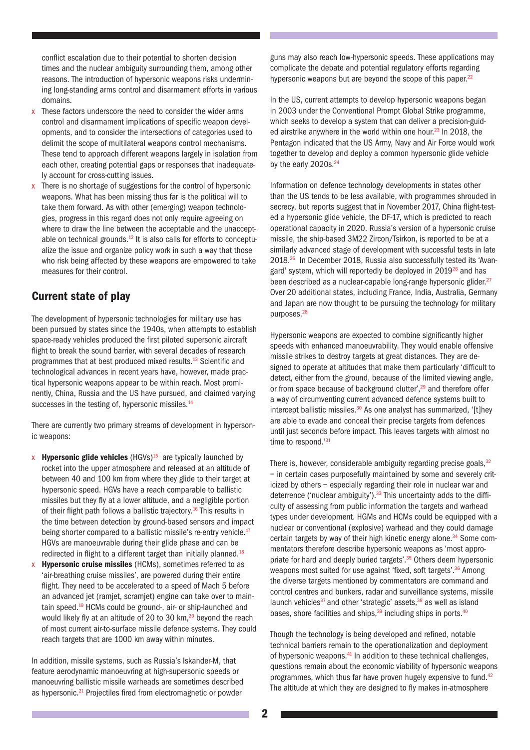conflict escalation due to their potential to shorten decision times and the nuclear ambiguity surrounding them, among other reasons. The introduction of hypersonic weapons risks undermining long-standing arms control and disarmament efforts in various domains.

- These factors underscore the need to consider the wider arms control and disarmament implications of specific weapon developments, and to consider the intersections of categories used to delimit the scope of multilateral weapons control mechanisms. These tend to approach different weapons largely in isolation from each other, creating potential gaps or responses that inadequately account for cross-cutting issues.
- There is no shortage of suggestions for the control of hypersonic weapons. What has been missing thus far is the political will to take them forward. As with other (emerging) weapon technologies, progress in this regard does not only require agreeing on where to draw the line between the acceptable and the unacceptable on technical grounds.[12] It is also calls for efforts to conceptualize the issue and organize policy work in such a way that those who risk being affected by these weapons are empowered to take measures for their control.

## Current state of play

The development of hypersonic technologies for military use has been pursued by states since the 1940s, when attempts to establish space-ready vehicles produced the first piloted supersonic aircraft flight to break the sound barrier, with several decades of research programmes that at best produced mixed results.[13] Scientific and technological advances in recent years have, however, made practical hypersonic weapons appear to be within reach. Most prominently, China, Russia and the US have pursued, and claimed varying successes in the testing of, hypersonic missiles.[14]

There are currently two primary streams of development in hypersonic weapons:

- **Hypersonic glide vehicles** (HGVs)[15] are typically launched by rocket into the upper atmosphere and released at an altitude of between 40 and 100 km from where they glide to their target at hypersonic speed. HGVs have a reach comparable to ballistic missiles but they fly at a lower altitude, and a negligible portion of their flight path follows a ballistic trajectory.[16] This results in the time between detection by ground-based sensors and impact being shorter compared to a ballistic missile's re-entry vehicle.[17] HGVs are manoeuvrable during their glide phase and can be redirected in flight to a different target than initially planned.[18]
- **Hypersonic cruise missiles** (HCMs), sometimes referred to as 'air-breathing cruise missiles', are powered during their entire flight. They need to be accelerated to a speed of Mach 5 before an advanced jet (ramjet, scramjet) engine can take over to maintain speed.[19] HCMs could be ground-, air- or ship-launched and would likely fly at an altitude of 20 to 30 km,[20] beyond the reach of most current air-to-surface missile defence systems. They could reach targets that are 1000 km away within minutes.

In addition, missile systems, such as Russia's Iskander-M, that feature aerodynamic manoeuvring at high-supersonic speeds or manoeuvring ballistic missile warheads are sometimes described as hypersonic.[21] Projectiles fired from electromagnetic or powder guns may also reach low-hypersonic speeds. These applications may complicate the debate and potential regulatory efforts regarding hypersonic weapons but are beyond the scope of this paper.[22]

In the US, current attempts to develop hypersonic weapons began in 2003 under the Conventional Prompt Global Strike programme, which seeks to develop a system that can deliver a precision-guided airstrike anywhere in the world within one hour.[23] In 2018, the Pentagon indicated that the US Army, Navy and Air Force would work together to develop and deploy a common hypersonic glide vehicle by the early 2020s.[24]

Information on defence technology developments in states other than the US tends to be less available, with programmes shrouded in secrecy, but reports suggest that in November 2017, China flight-tested a hypersonic glide vehicle, the DF-17, which is predicted to reach operational capacity in 2020. Russia's version of a hypersonic cruise missile, the ship-based 3M22 Zircon/Tsirkon, is reported to be at a similarly advanced stage of development with successful tests in late 2018.[25] In December 2018, Russia also successfully tested its 'Avangard' system, which will reportedly be deployed in 2019[26] and has been described as a nuclear-capable long-range hypersonic glider.[27] Over 20 additional states, including France, India, Australia, Germany and Japan are now thought to be pursuing the technology for military purposes.[28]

Hypersonic weapons are expected to combine significantly higher speeds with enhanced manoeuvrability. They would enable offensive missile strikes to destroy targets at great distances. They are designed to operate at altitudes that make them particularly 'difficult to detect, either from the ground, because of the limited viewing angle, or from space because of background clutter',[29] and therefore offer a way of circumventing current advanced defence systems built to intercept ballistic missiles.[30] As one analyst has summarized, '[t]hey are able to evade and conceal their precise targets from defences until just seconds before impact. This leaves targets with almost no time to respond.'[31]

There is, however, considerable ambiguity regarding precise goals,[32] – in certain cases purposefully maintained by some and severely criticized by others – especially regarding their role in nuclear war and deterrence ('nuclear ambiguity').[33] This uncertainty adds to the difficulty of assessing from public information the targets and warhead types under development. HGMs and HCMs could be equipped with a nuclear or conventional (explosive) warhead and they could damage certain targets by way of their high kinetic energy alone.[34] Some commentators therefore describe hypersonic weapons as 'most appropriate for hard and deeply buried targets'.[35] Others deem hypersonic weapons most suited for use against 'fixed, soft targets'.[36] Among the diverse targets mentioned by commentators are command and control centres and bunkers, radar and surveillance systems, missile launch vehicles[37] and other 'strategic' assets,[38] as well as island bases, shore facilities and ships,[39] including ships in ports.[40]

Though the technology is being developed and refined, notable technical barriers remain to the operationalization and deployment of hypersonic weapons.[41] In addition to these technical challenges, questions remain about the economic viability of hypersonic weapons programmes, which thus far have proven hugely expensive to fund.[42] The altitude at which they are designed to fly makes in-atmosphere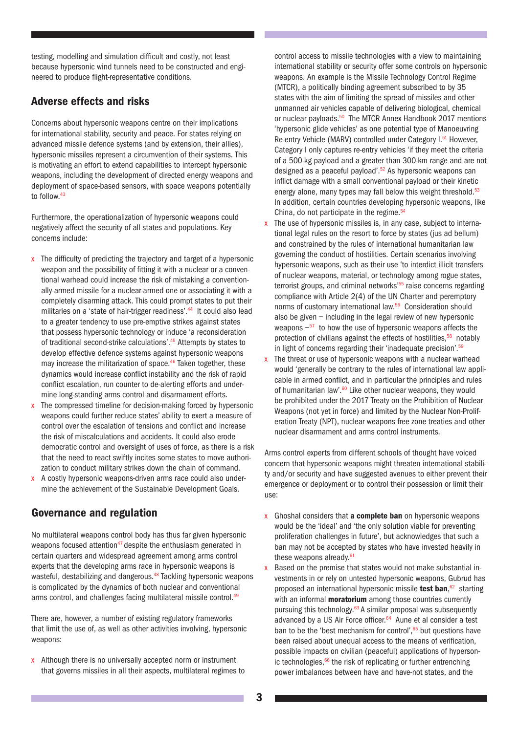testing, modelling and simulation difficult and costly, not least because hypersonic wind tunnels need to be constructed and engineered to produce flight-representative conditions.

## Adverse effects and risks

Concerns about hypersonic weapons centre on their implications for international stability, security and peace. For states relying on advanced missile defence systems (and by extension, their allies), hypersonic missiles represent a circumvention of their systems. This is motivating an effort to extend capabilities to intercept hypersonic weapons, including the development of directed energy weapons and deployment of space-based sensors, with space weapons potentially to follow.[43]

Furthermore, the operationalization of hypersonic weapons could negatively affect the security of all states and populations. Key concerns include:

- The difficulty of predicting the trajectory and target of a hypersonic weapon and the possibility of fitting it with a nuclear or a conventional warhead could increase the risk of mistaking a conventionally-armed missile for a nuclear-armed one or associating it with a completely disarming attack. This could prompt states to put their militaries on a 'state of hair-trigger readiness'.[44] It could also lead to a greater tendency to use pre-emptive strikes against states that possess hypersonic technology or induce 'a reconsideration of traditional second-strike calculations'.[45] Attempts by states to develop effective defence systems against hypersonic weapons may increase the militarization of space.[46] Taken together, these dynamics would increase conflict instability and the risk of rapid conflict escalation, run counter to de-alerting efforts and undermine long-standing arms control and disarmament efforts.
- The compressed timeline for decision-making forced by hypersonic weapons could further reduce states' ability to exert a measure of control over the escalation of tensions and conflict and increase the risk of miscalculations and accidents. It could also erode democratic control and oversight of uses of force, as there is a risk that the need to react swiftly incites some states to move authorization to conduct military strikes down the chain of command.
- A costly hypersonic weapons-driven arms race could also undermine the achievement of the Sustainable Development Goals.

## Governance and regulation

No multilateral weapons control body has thus far given hypersonic weapons focused attention[47] despite the enthusiasm generated in certain quarters and widespread agreement among arms control experts that the developing arms race in hypersonic weapons is wasteful, destabilizing and dangerous.[48] Tackling hypersonic weapons is complicated by the dynamics of both nuclear and conventional arms control, and challenges facing multilateral missile control.[49]

There are, however, a number of existing regulatory frameworks that limit the use of, as well as other activities involving, hypersonic weapons:

- Although there is no universally accepted norm or instrument that governs missiles in all their aspects, multilateral regimes to control access to missile technologies with a view to maintaining international stability or security offer some controls on hypersonic weapons. An example is the Missile Technology Control Regime (MTCR), a politically binding agreement subscribed to by 35 states with the aim of limiting the spread of missiles and other unmanned air vehicles capable of delivering biological, chemical or nuclear payloads.[50] The MTCR Annex Handbook 2017 mentions 'hypersonic glide vehicles' as one potential type of Manoeuvring Re-entry Vehicle (MARV) controlled under Category I.[51] However, Category I only captures re-entry vehicles 'if they meet the criteria of a 500-kg payload and a greater than 300-km range and are not designed as a peaceful payload'.[52] As hypersonic weapons can inflict damage with a small conventional payload or their kinetic energy alone, many types may fall below this weight threshold.[53] In addition, certain countries developing hypersonic weapons, like China, do not participate in the regime.[54]
- The use of hypersonic missiles is, in any case, subject to international legal rules on the resort to force by states (jus ad bellum) and constrained by the rules of international humanitarian law governing the conduct of hostilities. Certain scenarios involving hypersonic weapons, such as their use 'to interdict illicit transfers of nuclear weapons, material, or technology among rogue states, terrorist groups, and criminal networks'[55] raise concerns regarding compliance with Article 2(4) of the UN Charter and peremptory norms of customary international law.[56] Consideration should also be given – including in the legal review of new hypersonic weapons –[57] to how the use of hypersonic weapons affects the protection of civilians against the effects of hostilities,[58] notably in light of concerns regarding their 'inadequate precision'.[59]
- The threat or use of hypersonic weapons with a nuclear warhead would 'generally be contrary to the rules of international law applicable in armed conflict, and in particular the principles and rules of humanitarian law'.[60] Like other nuclear weapons, they would be prohibited under the 2017 Treaty on the Prohibition of Nuclear Weapons (not yet in force) and limited by the Nuclear Non-Proliferation Treaty (NPT), nuclear weapons free zone treaties and other nuclear disarmament and arms control instruments.

Arms control experts from different schools of thought have voiced concern that hypersonic weapons might threaten international stability and/or security and have suggested avenues to either prevent their emergence or deployment or to control their possession or limit their use:

- Ghoshal considers that **a complete ban** on hypersonic weapons would be the 'ideal' and 'the only solution viable for preventing proliferation challenges in future', but acknowledges that such a ban may not be accepted by states who have invested heavily in these weapons already.[61]
- Based on the premise that states would not make substantial investments in or rely on untested hypersonic weapons, Gubrud has proposed an international hypersonic missile **test ban**,[62] starting with an informal **moratorium** among those countries currently pursuing this technology.[63] A similar proposal was subsequently advanced by a US Air Force officer.[64] Aune et al consider a test ban to be the 'best mechanism for control',[65] but questions have been raised about unequal access to the means of verification, possible impacts on civilian (peaceful) applications of hypersonic technologies,[66] the risk of replicating or further entrenching power imbalances between have and have-not states, and the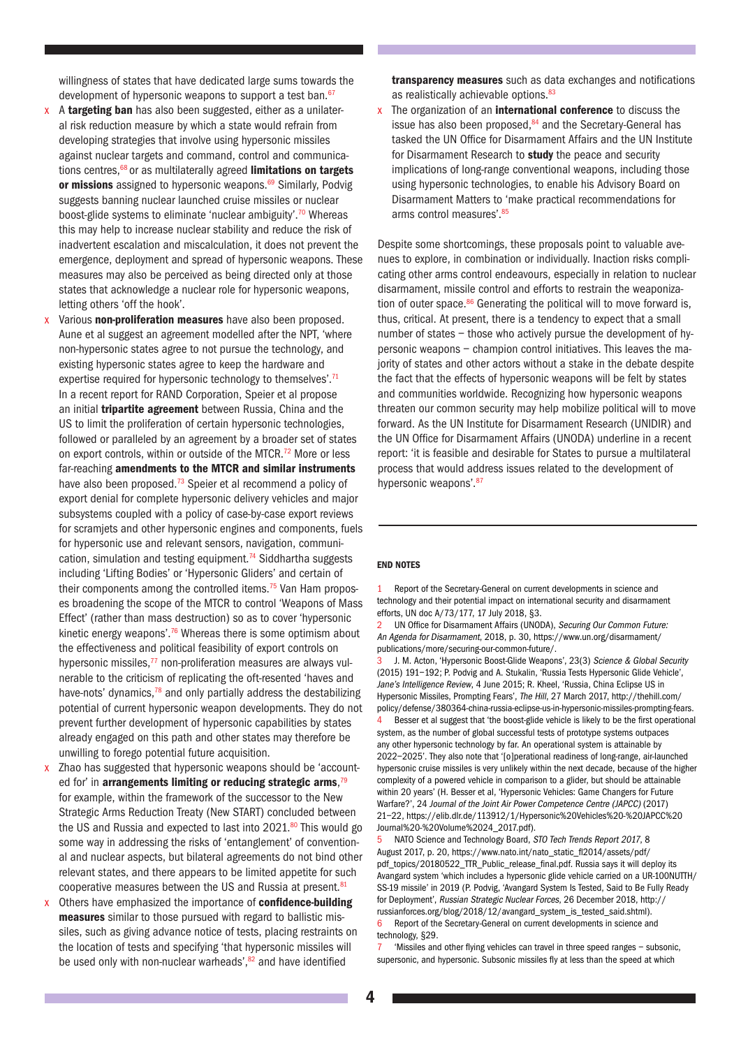willingness of states that have dedicated large sums towards the development of hypersonic weapons to support a test ban.[67]

- A **targeting ban** has also been suggested, either as a unilateral risk reduction measure by which a state would refrain from developing strategies that involve using hypersonic missiles against nuclear targets and command, control and communications centres,[68] or as multilaterally agreed **limitations on targets or missions** assigned to hypersonic weapons.[69] Similarly, Podvig suggests banning nuclear launched cruise missiles or nuclear boost-glide systems to eliminate 'nuclear ambiguity'.[70] Whereas this may help to increase nuclear stability and reduce the risk of inadvertent escalation and miscalculation, it does not prevent the emergence, deployment and spread of hypersonic weapons. These measures may also be perceived as being directed only at those states that acknowledge a nuclear role for hypersonic weapons, letting others 'off the hook'.
- Various **non-proliferation measures** have also been proposed. Aune et al suggest an agreement modelled after the NPT, 'where non-hypersonic states agree to not pursue the technology, and existing hypersonic states agree to keep the hardware and expertise required for hypersonic technology to themselves'.[71] In a recent report for RAND Corporation, Speier et al propose an initial **tripartite agreement** between Russia, China and the US to limit the proliferation of certain hypersonic technologies, followed or paralleled by an agreement by a broader set of states on export controls, within or outside of the MTCR.[72] More or less far-reaching **amendments to the MTCR and similar instruments** have also been proposed.[73] Speier et al recommend a policy of export denial for complete hypersonic delivery vehicles and major subsystems coupled with a policy of case-by-case export reviews for scramjets and other hypersonic engines and components, fuels for hypersonic use and relevant sensors, navigation, communication, simulation and testing equipment.[74] Siddhartha suggests including 'Lifting Bodies' or 'Hypersonic Gliders' and certain of their components among the controlled items.[75] Van Ham proposes broadening the scope of the MTCR to control 'Weapons of Mass Effect' (rather than mass destruction) so as to cover 'hypersonic kinetic energy weapons'.[76] Whereas there is some optimism about the effectiveness and political feasibility of export controls on hypersonic missiles,[77] non-proliferation measures are always vulnerable to the criticism of replicating the oft-resented 'haves and have-nots' dynamics,[78] and only partially address the destabilizing potential of current hypersonic weapon developments. They do not prevent further development of hypersonic capabilities by states already engaged on this path and other states may therefore be unwilling to forego potential future acquisition.
- Zhao has suggested that hypersonic weapons should be 'accounted for' in **arrangements limiting or reducing strategic arms**,[79] for example, within the framework of the successor to the New Strategic Arms Reduction Treaty (New START) concluded between the US and Russia and expected to last into 2021.[80] This would go some way in addressing the risks of 'entanglement' of conventional and nuclear aspects, but bilateral agreements do not bind other relevant states, and there appears to be limited appetite for such cooperative measures between the US and Russia at present.[81]
- Others have emphasized the importance of **confidence-building measures** similar to those pursued with regard to ballistic missiles, such as giving advance notice of tests, placing restraints on the location of tests and specifying 'that hypersonic missiles will be used only with non-nuclear warheads',[82] and have identified **transparency measures** such as data exchanges and notifications as realistically achievable options.[83]
- The organization of an **international conference** to discuss the issue has also been proposed,[84] and the Secretary-General has tasked the UN Office for Disarmament Affairs and the UN Institute for Disarmament Research to **study** the peace and security implications of long-range conventional weapons, including those using hypersonic technologies, to enable his Advisory Board on Disarmament Matters to 'make practical recommendations for arms control measures'.[85]

Despite some shortcomings, these proposals point to valuable avenues to explore, in combination or individually. Inaction risks complicating other arms control endeavours, especially in relation to nuclear disarmament, missile control and efforts to restrain the weaponization of outer space.[86] Generating the political will to move forward is, thus, critical. At present, there is a tendency to expect that a small number of states – those who actively pursue the development of hypersonic weapons – champion control initiatives. This leaves the majority of states and other actors without a stake in the debate despite the fact that the effects of hypersonic weapons will be felt by states and communities worldwide. Recognizing how hypersonic weapons threaten our common security may help mobilize political will to move forward. As the UN Institute for Disarmament Research (UNIDIR) and the UN Office for Disarmament Affairs (UNODA) underline in a recent report: 'it is feasible and desirable for States to pursue a multilateral process that would address issues related to the development of hypersonic weapons'.[87]

## END NOTES

1 Report of the Secretary-General on current developments in science and technology and their potential impact on international security and disarmament efforts, UN doc A/73/177, 17 July 2018, §3.

2 UN Office for Disarmament Affairs (UNODA), *Securing Our Common Future: An Agenda for Disarmament*, 2018, p. 30, https://www.un.org/disarmament/publications/more/securing-our-common-future/.

3 J. M. Acton, 'Hypersonic Boost-Glide Weapons', 23(3) *Science & Global Security* (2015) 191–192; P. Podvig and A. Stukalin, 'Russia Tests Hypersonic Glide Vehicle', *Jane's Intelligence Review*, 4 June 2015; R. Kheel, 'Russia, China Eclipse US in Hypersonic Missiles, Prompting Fears', *The Hill*, 27 March 2017, http://thehill.com/policy/defense/380364-china-russia-eclipse-us-in-hypersonic-missiles-prompting-fears.

4 Besser et al suggest that 'the boost-glide vehicle is likely to be the first operational system, as the number of global successful tests of prototype systems outpaces any other hypersonic technology by far. An operational system is attainable by 2022–2025'. They also note that '[o]perational readiness of long-range, air-launched hypersonic cruise missiles is very unlikely within the next decade, because of the higher complexity of a powered vehicle in comparison to a glider, but should be attainable within 20 years' (H. Besser et al, 'Hypersonic Vehicles: Game Changers for Future Warfare?', 24 *Journal of the Joint Air Power Competence Centre (JAPCC)* (2017) 21–22, https://elib.dlr.de/113912/1/Hypersonic%20Vehicles%20-%20JAPCC%20Journal%20-%20Volume%2024_2017.pdf).

5 NATO Science and Technology Board, *STO Tech Trends Report 2017*, 8 August 2017, p. 20, https://www.nato.int/nato_static_fl2014/assets/pdf/pdf_topics/20180522_TTR_Public_release_final.pdf. Russia says it will deploy its Avangard system 'which includes a hypersonic glide vehicle carried on a UR-100NUTTH/SS-19 missile' in 2019 (P. Podvig, 'Avangard System Is Tested, Said to Be Fully Ready for Deployment', *Russian Strategic Nuclear Forces*, 26 December 2018, http://russianforces.org/blog/2018/12/avangard_system_is_tested_said.shtml).

6 Report of the Secretary-General on current developments in science and technology, §29.

7 'Missiles and other flying vehicles can travel in three speed ranges – subsonic, supersonic, and hypersonic. Subsonic missiles fly at less than the speed at which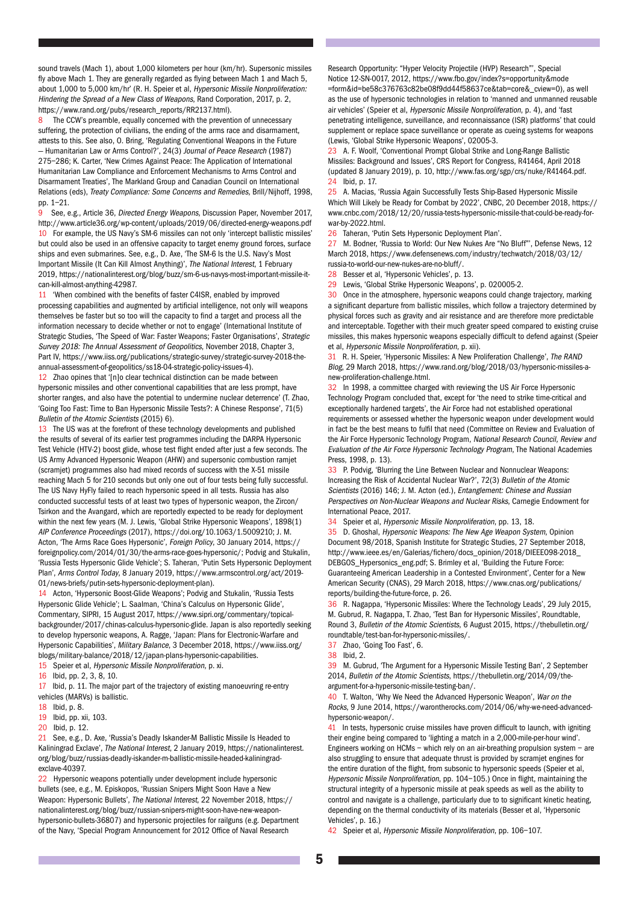sound travels (Mach 1), about 1,000 kilometers per hour (km/hr). Supersonic missiles fly above Mach 1. They are generally regarded as flying between Mach 1 and Mach 5, about 1,000 to 5,000 km/hr' (R. H. Speier et al, *Hypersonic Missile Nonproliferation: Hindering the Spread of a New Class of Weapons*, Rand Corporation, 2017, p. 2, https://www.rand.org/pubs/research_reports/RR2137.html).

8 The CCW's preamble, equally concerned with the prevention of unnecessary suffering, the protection of civilians, the ending of the arms race and disarmament, attests to this. See also, O. Bring, 'Regulating Conventional Weapons in the Future – Humanitarian Law or Arms Control?', 24(3) *Journal of Peace Research* (1987) 275–286; K. Carter, 'New Crimes Against Peace: The Application of International Humanitarian Law Compliance and Enforcement Mechanisms to Arms Control and Disarmament Treaties', The Markland Group and Canadian Council on International Relations (eds), *Treaty Compliance: Some Concerns and Remedies*, Brill/Nijhoff, 1998, pp. 1–21.

9 See, e.g., Article 36, *Directed Energy Weapons*, Discussion Paper, November 2017, http://www.article36.org/wp-content/uploads/2019/06/directed-energy-weapons.pdf

10 For example, the US Navy's SM-6 missiles can not only 'intercept ballistic missiles' but could also be used in an offensive capacity to target enemy ground forces, surface ships and even submarines. See, e.g., D. Axe, 'The SM-6 Is the U.S. Navy's Most Important Missile (It Can Kill Almost Anything)', *The National Interest*, 1 February 2019, https://nationalinterest.org/blog/buzz/sm-6-us-navys-most-important-missile-it-can-kill-almost-anything-42987.

11 'When combined with the benefits of faster C4ISR, enabled by improved processing capabilities and augmented by artificial intelligence, not only will weapons themselves be faster but so too will the capacity to find a target and process all the information necessary to decide whether or not to engage' (International Institute of Strategic Studies, 'The Speed of War: Faster Weapons; Faster Organisations', *Strategic Survey 2018: The Annual Assessment of Geopolitics*, November 2018, Chapter 3, Part IV, https://www.iiss.org/publications/strategic-survey/strategic-survey-2018-the-annual-assessment-of-geopolitics/ss18-04-strategic-policy-issues-4).

12 Zhao opines that '[n]o clear technical distinction can be made between hypersonic missiles and other conventional capabilities that are less prompt, have shorter ranges, and also have the potential to undermine nuclear deterrence' (T. Zhao, 'Going Too Fast: Time to Ban Hypersonic Missile Tests?: A Chinese Response', 71(5) *Bulletin of the Atomic Scientists* (2015) 6).

13 The US was at the forefront of these technology developments and published the results of several of its earlier test programmes including the DARPA Hypersonic Test Vehicle (HTV-2) boost glide, whose test flight ended after just a few seconds. The US Army Advanced Hypersonic Weapon (AHW) and supersonic combustion ramjet (scramjet) programmes also had mixed records of success with the X-51 missile reaching Mach 5 for 210 seconds but only one out of four tests being fully successful. The US Navy HyFly failed to reach hypersonic speed in all tests. Russia has also conducted successful tests of at least two types of hypersonic weapon, the Zircon/Tsirkon and the Avangard, which are reportedly expected to be ready for deployment within the next few years (M. J. Lewis, 'Global Strike Hypersonic Weapons', 1898(1) *AIP Conference Proceedings* (2017), https://doi.org/10.1063/1.5009210; J. M. Acton, 'The Arms Race Goes Hypersonic', *Foreign Policy*, 30 January 2014, https://foreignpolicy.com/2014/01/30/the-arms-race-goes-hypersonic/; Podvig and Stukalin, 'Russia Tests Hypersonic Glide Vehicle'; S. Taheran, 'Putin Sets Hypersonic Deployment Plan', *Arms Control Today*, 8 January 2019, https://www.armscontrol.org/act/2019-01/news-briefs/putin-sets-hypersonic-deployment-plan).

14 Acton, 'Hypersonic Boost-Glide Weapons'; Podvig and Stukalin, 'Russia Tests Hypersonic Glide Vehicle'; L. Saalman, 'China's Calculus on Hypersonic Glide', Commentary, SIPRI, 15 August 2017, https://www.sipri.org/commentary/topical-backgrounder/2017/chinas-calculus-hypersonic-glide. Japan is also reportedly seeking to develop hypersonic weapons, A. Ragge, 'Japan: Plans for Electronic-Warfare and Hypersonic Capabilities', *Military Balance*, 3 December 2018, https://www.iiss.org/blogs/military-balance/2018/12/japan-plans-hypersonic-capabilities.

15 Speier et al, *Hypersonic Missile Nonproliferation*, p. xi.

16 Ibid, pp. 2, 3, 8, 10.

17 Ibid, p. 11. The major part of the trajectory of existing manoeuvring re-entry vehicles (MARVs) is ballistic.

18 Ibid, p. 8.

19 Ibid, pp. xii, 103.

20 Ibid, p. 12.

21 See, e.g., D. Axe, 'Russia's Deadly Iskander-M Ballistic Missile Is Headed to Kaliningrad Exclave', *The National Interest*, 2 January 2019, https://nationalinterest.org/blog/buzz/russias-deadly-iskander-m-ballistic-missile-headed-kaliningrad-exclave-40397.

22 Hypersonic weapons potentially under development include hypersonic bullets (see, e.g., M. Episkopos, 'Russian Snipers Might Soon Have a New Weapon: Hypersonic Bullets', *The National Interest*, 22 November 2018, https://nationalinterest.org/blog/buzz/russian-snipers-might-soon-have-new-weapon-hypersonic-bullets-36807) and hypersonic projectiles for railguns (e.g. Department of the Navy, 'Special Program Announcement for 2012 Office of Naval Research Research Opportunity: "Hyper Velocity Projectile (HVP) Research"', Special Notice 12-SN-0017, 2012, https://www.fbo.gov/index?s=opportunity&mode=form&id=be58c376763c82be08f9dd44f58637ce&tab=core&_cview=0), as well as the use of hypersonic technologies in relation to 'manned and unmanned reusable air vehicles' (Speier et al, *Hypersonic Missile Nonproliferation*, p. 4), and 'fast penetrating intelligence, surveillance, and reconnaissance (ISR) platforms' that could supplement or replace space surveillance or operate as cueing systems for weapons (Lewis, 'Global Strike Hypersonic Weapons', 02005-3.

23 A. F. Woolf, 'Conventional Prompt Global Strike and Long-Range Ballistic Missiles: Background and Issues', CRS Report for Congress, R41464, April 2018 (updated 8 January 2019), p. 10, http://www.fas.org/sgp/crs/nuke/R41464.pdf.

24 Ibid, p. 17.

25 A. Macias, 'Russia Again Successfully Tests Ship-Based Hypersonic Missile Which Will Likely be Ready for Combat by 2022', CNBC, 20 December 2018, https://www.cnbc.com/2018/12/20/russia-tests-hypersonic-missile-that-could-be-ready-for-war-by-2022.html.

26 Taheran, 'Putin Sets Hypersonic Deployment Plan'.

27 M. Bodner, 'Russia to World: Our New Nukes Are "No Bluff"', Defense News, 12 March 2018, https://www.defensenews.com/industry/techwatch/2018/03/12/russia-to-world-our-new-nukes-are-no-bluff/.

28 Besser et al, 'Hypersonic Vehicles', p. 13.

29 Lewis, 'Global Strike Hypersonic Weapons', p. 020005-2.

30 Once in the atmosphere, hypersonic weapons could change trajectory, marking a significant departure from ballistic missiles, which follow a trajectory determined by physical forces such as gravity and air resistance and are therefore more predictable and interceptable. Together with their much greater speed compared to existing cruise missiles, this makes hypersonic weapons especially difficult to defend against (Speier et al, *Hypersonic Missile Nonproliferation*, p. xii).

31 R. H. Speier, 'Hypersonic Missiles: A New Proliferation Challenge', *The RAND Blog*, 29 March 2018, https://www.rand.org/blog/2018/03/hypersonic-missiles-a-new-proliferation-challenge.html.

32 In 1998, a committee charged with reviewing the US Air Force Hypersonic Technology Program concluded that, except for 'the need to strike time-critical and exceptionally hardened targets', the Air Force had not established operational requirements or assessed whether the hypersonic weapon under development would in fact be the best means to fulfil that need (Committee on Review and Evaluation of the Air Force Hypersonic Technology Program, *National Research Council, Review and Evaluation of the Air Force Hypersonic Technology Program*, The National Academies Press, 1998, p. 13).

33 P. Podvig, 'Blurring the Line Between Nuclear and Nonnuclear Weapons: Increasing the Risk of Accidental Nuclear War?', 72(3) *Bulletin of the Atomic Scientists* (2016) 146; J. M. Acton (ed.), *Entanglement: Chinese and Russian Perspectives on Non-Nuclear Weapons and Nuclear Risks*, Carnegie Endowment for International Peace, 2017.

34 Speier et al, *Hypersonic Missile Nonproliferation*, pp. 13, 18.

35 D. Ghoshal, *Hypersonic Weapons: The New Age Weapon System*, Opinion Document 98/2018, Spanish Institute for Strategic Studies, 27 September 2018, http://www.ieee.es/en/Galerias/fichero/docs_opinion/2018/DIEEEO98-2018_DEBGOS_Hypersonics_eng.pdf; S. Brimley et al, 'Building the Future Force: Guaranteeing American Leadership in a Contested Environment', Center for a New American Security (CNAS), 29 March 2018, https://www.cnas.org/publications/reports/building-the-future-force, p. 26.

36 R. Nagappa, 'Hypersonic Missiles: Where the Technology Leads', 29 July 2015, M. Gubrud, R. Nagappa, T. Zhao, 'Test Ban for Hypersonic Missiles', Roundtable, Round 3, *Bulletin of the Atomic Scientists*, 6 August 2015, https://thebulletin.org/roundtable/test-ban-for-hypersonic-missiles/.

37 Zhao, 'Going Too Fast', 6.

38 Ibid, 2.

39 M. Gubrud, 'The Argument for a Hypersonic Missile Testing Ban', 2 September 2014, *Bulletin of the Atomic Scientists*, https://thebulletin.org/2014/09/the-argument-for-a-hypersonic-missile-testing-ban/.

40 T. Walton, 'Why We Need the Advanced Hypersonic Weapon', *War on the Rocks*, 9 June 2014, https://warontherocks.com/2014/06/why-we-need-advanced-hypersonic-weapon/.

41 In tests, hypersonic cruise missiles have proven difficult to launch, with igniting their engine being compared to 'lighting a match in a 2,000-mile-per-hour wind'. Engineers working on HCMs – which rely on an air-breathing propulsion system – are also struggling to ensure that adequate thrust is provided by scramjet engines for the entire duration of the flight, from subsonic to hypersonic speeds (Speier et al, *Hypersonic Missile Nonproliferation*, pp. 104–105.) Once in flight, maintaining the structural integrity of a hypersonic missile at peak speeds as well as the ability to control and navigate is a challenge, particularly due to to significant kinetic heating, depending on the thermal conductivity of its materials (Besser et al, 'Hypersonic Vehicles', p. 16.)

42 Speier et al, *Hypersonic Missile Nonproliferation*, pp. 106–107.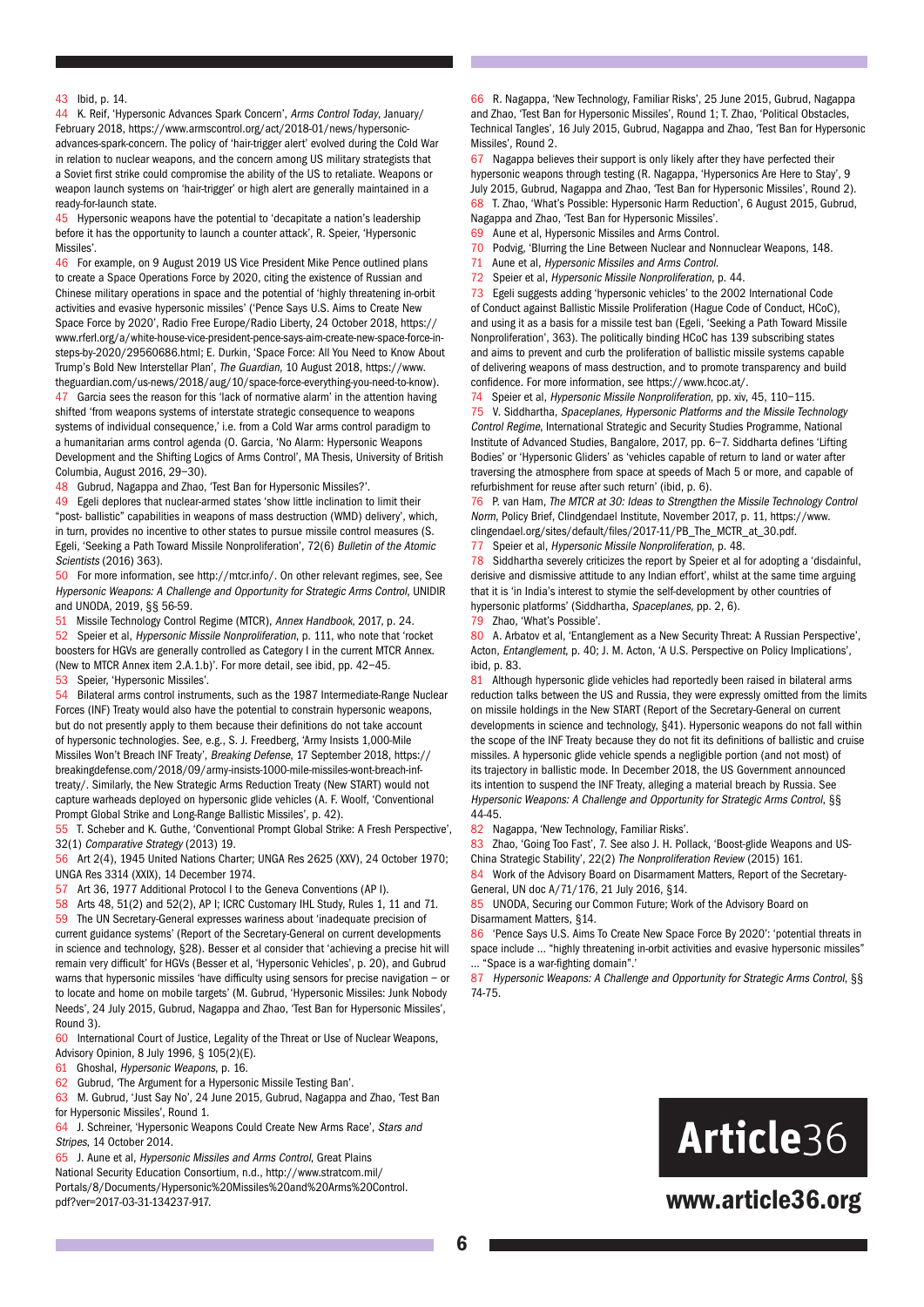43 Ibid, p. 14.

44 K. Reif, 'Hypersonic Advances Spark Concern', *Arms Control Today*, January/February 2018, https://www.armscontrol.org/act/2018-01/news/hypersonic-advances-spark-concern. The policy of 'hair-trigger alert' evolved during the Cold War in relation to nuclear weapons, and the concern among US military strategists that a Soviet first strike could compromise the ability of the US to retaliate. Weapons or weapon launch systems on 'hair-trigger' or high alert are generally maintained in a ready-for-launch state.

45 Hypersonic weapons have the potential to 'decapitate a nation's leadership before it has the opportunity to launch a counter attack', R. Speier, 'Hypersonic Missiles'.

46 For example, on 9 August 2019 US Vice President Mike Pence outlined plans to create a Space Operations Force by 2020, citing the existence of Russian and Chinese military operations in space and the potential of 'highly threatening in-orbit activities and evasive hypersonic missiles' ('Pence Says U.S. Aims to Create New Space Force by 2020', Radio Free Europe/Radio Liberty, 24 October 2018, https://www.rferl.org/a/white-house-vice-president-pence-says-aim-create-new-space-force-in-steps-by-2020/29560686.html; E. Durkin, 'Space Force: All You Need to Know About Trump's Bold New Interstellar Plan', *The Guardian*, 10 August 2018, https://www.theguardian.com/us-news/2018/aug/10/space-force-everything-you-need-to-know).

47 Garcia sees the reason for this 'lack of normative alarm' in the attention having shifted 'from weapons systems of interstate strategic consequence to weapons systems of individual consequence,' i.e. from a Cold War arms control paradigm to a humanitarian arms control agenda (O. Garcia, 'No Alarm: Hypersonic Weapons Development and the Shifting Logics of Arms Control', MA Thesis, University of British Columbia, August 2016, 29–30).

48 Gubrud, Nagappa and Zhao, 'Test Ban for Hypersonic Missiles?'.

49 Egeli deplores that nuclear-armed states 'show little inclination to limit their "post- ballistic" capabilities in weapons of mass destruction (WMD) delivery', which, in turn, provides no incentive to other states to pursue missile control measures (S. Egeli, 'Seeking a Path Toward Missile Nonproliferation', 72(6) *Bulletin of the Atomic Scientists* (2016) 363).

50 For more information, see http://mtcr.info/. On other relevant regimes, see, See *Hypersonic Weapons: A Challenge and Opportunity for Strategic Arms Control*, UNIDIR and UNODA, 2019, §§ 56-59.

51 Missile Technology Control Regime (MTCR), *Annex Handbook*, 2017, p. 24.

52 Speier et al, *Hypersonic Missile Nonproliferation*, p. 111, who note that 'rocket boosters for HGVs are generally controlled as Category I in the current MTCR Annex. (New to MTCR Annex item 2.A.1.b)'. For more detail, see ibid, pp. 42–45.

53 Speier, 'Hypersonic Missiles'.

54 Bilateral arms control instruments, such as the 1987 Intermediate-Range Nuclear Forces (INF) Treaty would also have the potential to constrain hypersonic weapons, but do not presently apply to them because their definitions do not take account of hypersonic technologies. See, e.g., S. J. Freedberg, 'Army Insists 1,000-Mile Missiles Won't Breach INF Treaty', *Breaking Defense*, 17 September 2018, https://breakingdefense.com/2018/09/army-insists-1000-mile-missiles-wont-breach-inf-treaty/. Similarly, the New Strategic Arms Reduction Treaty (New START) would not capture warheads deployed on hypersonic glide vehicles (A. F. Woolf, 'Conventional Prompt Global Strike and Long-Range Ballistic Missiles', p. 42).

55 T. Scheber and K. Guthe, 'Conventional Prompt Global Strike: A Fresh Perspective', 32(1) *Comparative Strategy* (2013) 19.

56 Art 2(4), 1945 United Nations Charter; UNGA Res 2625 (XXV), 24 October 1970; UNGA Res 3314 (XXIX), 14 December 1974.

57 Art 36, 1977 Additional Protocol I to the Geneva Conventions (AP I).

58 Arts 48, 51(2) and 52(2), AP I; ICRC Customary IHL Study, Rules 1, 11 and 71.

59 The UN Secretary-General expresses wariness about 'inadequate precision of current guidance systems' (Report of the Secretary-General on current developments in science and technology, §28). Besser et al consider that 'achieving a precise hit will remain very difficult' for HGVs (Besser et al, 'Hypersonic Vehicles', p. 20), and Gubrud warns that hypersonic missiles 'have difficulty using sensors for precise navigation – or to locate and home on mobile targets' (M. Gubrud, 'Hypersonic Missiles: Junk Nobody Needs', 24 July 2015, Gubrud, Nagappa and Zhao, 'Test Ban for Hypersonic Missiles', Round 3).

60 International Court of Justice, Legality of the Threat or Use of Nuclear Weapons, Advisory Opinion, 8 July 1996, § 105(2)(E).

61 Ghoshal, *Hypersonic Weapons*, p. 16.

62 Gubrud, 'The Argument for a Hypersonic Missile Testing Ban'.

63 M. Gubrud, 'Just Say No', 24 June 2015, Gubrud, Nagappa and Zhao, 'Test Ban for Hypersonic Missiles', Round 1.

64 J. Schreiner, 'Hypersonic Weapons Could Create New Arms Race', *Stars and Stripes*, 14 October 2014.

65 J. Aune et al, *Hypersonic Missiles and Arms Control*, Great Plains National Security Education Consortium, n.d., http://www.stratcom.mil/Portals/8/Documents/Hypersonic%20Missiles%20and%20Arms%20Control.pdf?ver=2017-03-31-134237-917.

66 R. Nagappa, 'New Technology, Familiar Risks', 25 June 2015, Gubrud, Nagappa and Zhao, 'Test Ban for Hypersonic Missiles', Round 1; T. Zhao, 'Political Obstacles, Technical Tangles', 16 July 2015, Gubrud, Nagappa and Zhao, 'Test Ban for Hypersonic Missiles', Round 2.

67 Nagappa believes their support is only likely after they have perfected their hypersonic weapons through testing (R. Nagappa, 'Hypersonics Are Here to Stay', 9 July 2015, Gubrud, Nagappa and Zhao, 'Test Ban for Hypersonic Missiles', Round 2).

68 T. Zhao, 'What's Possible: Hypersonic Harm Reduction', 6 August 2015, Gubrud, Nagappa and Zhao, 'Test Ban for Hypersonic Missiles'.

69 Aune et al, Hypersonic Missiles and Arms Control.

70 Podvig, 'Blurring the Line Between Nuclear and Nonnuclear Weapons, 148.

71 Aune et al, *Hypersonic Missiles and Arms Control*.

72 Speier et al, *Hypersonic Missile Nonproliferation*, p. 44.

73 Egeli suggests adding 'hypersonic vehicles' to the 2002 International Code of Conduct against Ballistic Missile Proliferation (Hague Code of Conduct, HCoC), and using it as a basis for a missile test ban (Egeli, 'Seeking a Path Toward Missile Nonproliferation', 363). The politically binding HCoC has 139 subscribing states and aims to prevent and curb the proliferation of ballistic missile systems capable of delivering weapons of mass destruction, and to promote transparency and build confidence. For more information, see https://www.hcoc.at/.

74 Speier et al, *Hypersonic Missile Nonproliferation*, pp. xiv, 45, 110–115.

75 V. Siddhartha, *Spaceplanes, Hypersonic Platforms and the Missile Technology Control Regime*, International Strategic and Security Studies Programme, National Institute of Advanced Studies, Bangalore, 2017, pp. 6–7. Siddhartha defines 'Lifting Bodies' or 'Hypersonic Gliders' as 'vehicles capable of return to land or water after traversing the atmosphere from space at speeds of Mach 5 or more, and capable of refurbishment for reuse after such return' (ibid, p. 6).

76 P. van Ham, *The MTCR at 30: Ideas to Strengthen the Missile Technology Control Norm*, Policy Brief, Clindgendael Institute, November 2017, p. 11, https://www.clingendael.org/sites/default/files/2017-11/PB_The_MCTR_at_30.pdf.

77 Speier et al, *Hypersonic Missile Nonproliferation*, p. 48.

78 Siddhartha severely criticizes the report by Speier et al for adopting a 'disdainful, derisive and dismissive attitude to any Indian effort', whilst at the same time arguing that it is 'in India's interest to stymie the self-development by other countries of hypersonic platforms' (Siddhartha, *Spaceplanes*, pp. 2, 6).

79 Zhao, 'What's Possible'.

80 A. Arbatov et al, 'Entanglement as a New Security Threat: A Russian Perspective', Acton, *Entanglement*, p. 40; J. M. Acton, 'A U.S. Perspective on Policy Implications', ibid, p. 83.

81 Although hypersonic glide vehicles had reportedly been raised in bilateral arms reduction talks between the US and Russia, they were expressly omitted from the limits on missile holdings in the New START (Report of the Secretary-General on current developments in science and technology, §41). Hypersonic weapons do not fall within the scope of the INF Treaty because they do not fit its definitions of ballistic and cruise missiles. A hypersonic glide vehicle spends a negligible portion (and not most) of its trajectory in ballistic mode. In December 2018, the US Government announced its intention to suspend the INF Treaty, alleging a material breach by Russia. See *Hypersonic Weapons: A Challenge and Opportunity for Strategic Arms Control*, §§ 44-45.

82 Nagappa, 'New Technology, Familiar Risks'.

83 Zhao, 'Going Too Fast', 7. See also J. H. Pollack, 'Boost-glide Weapons and US-China Strategic Stability', 22(2) *The Nonproliferation Review* (2015) 161.

84 Work of the Advisory Board on Disarmament Matters, Report of the Secretary-General, UN doc A/71/176, 21 July 2016, §14.

85 UNODA, Securing our Common Future; Work of the Advisory Board on Disarmament Matters, §14.

86 'Pence Says U.S. Aims To Create New Space Force By 2020': 'potential threats in space include ... "highly threatening in-orbit activities and evasive hypersonic missiles" ... "Space is a war-fighting domain".'

87 *Hypersonic Weapons: A Challenge and Opportunity for Strategic Arms Control*, §§ 74-75.

**Article36**

**www.article36.org**